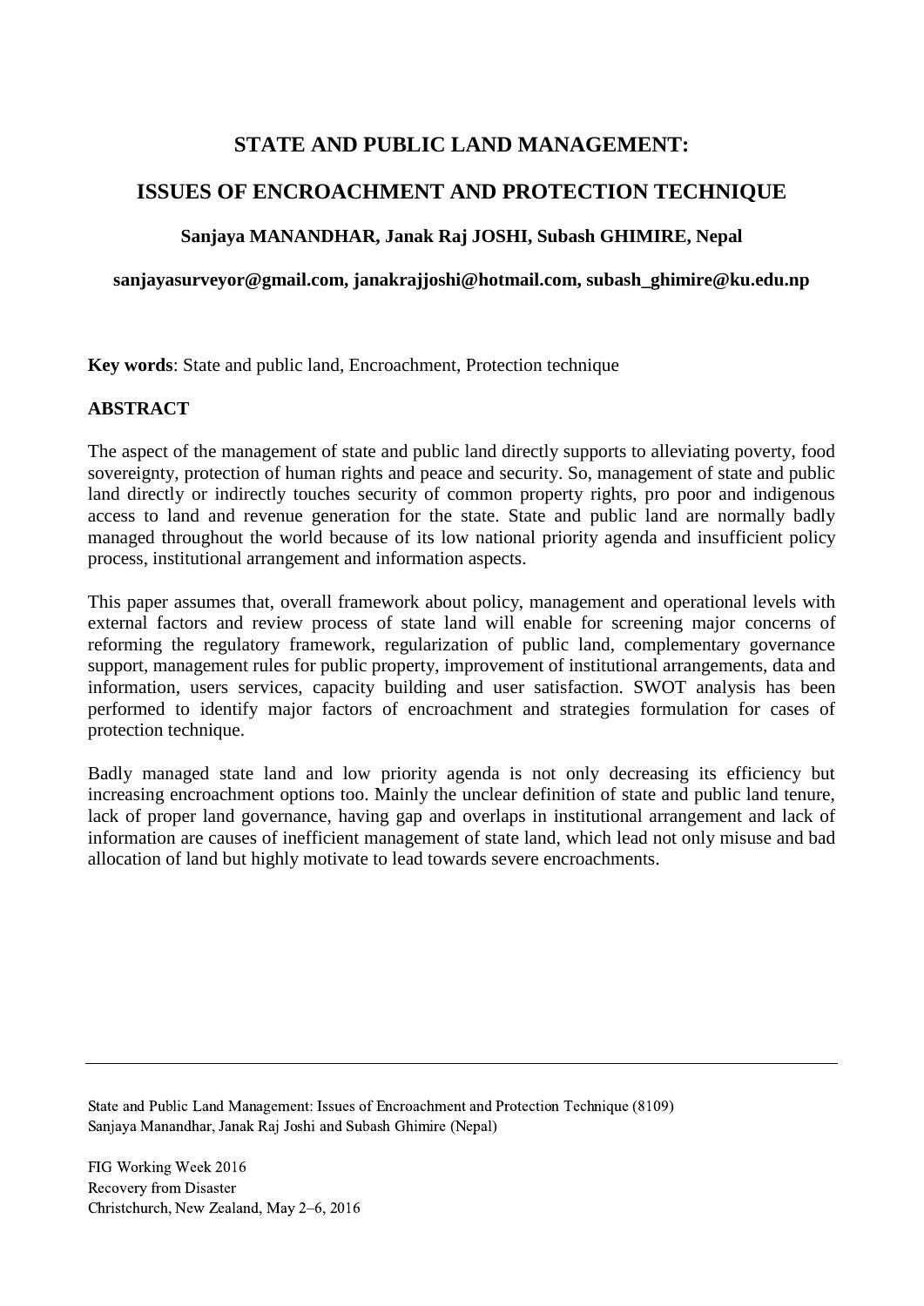# STATE AND PUBLIC LAND MANAGEMENT:

# ISSUES OF ENCROACHMENT AND PROTECTION TECHNIQUE

**Sanjaya MANANDHAR, Janak Raj JOSHI, Subash GHIMIRE, Nepal**

**sanjayasurveyor@gmail.com, janakrajjoshi@hotmail.com, subash_ghimire@ku.edu.np**

**Key words**: State and public land, Encroachment, Protection technique

## ABSTRACT

The aspect of the management of state and public land directly supports to alleviating poverty, food sovereignty, protection of human rights and peace and security. So, management of state and public land directly or indirectly touches security of common property rights, pro poor and indigenous access to land and revenue generation for the state. State and public land are normally badly managed throughout the world because of its low national priority agenda and insufficient policy process, institutional arrangement and information aspects.

This paper assumes that, overall framework about policy, management and operational levels with external factors and review process of state land will enable for screening major concerns of reforming the regulatory framework, regularization of public land, complementary governance support, management rules for public property, improvement of institutional arrangements, data and information, users services, capacity building and user satisfaction. SWOT analysis has been performed to identify major factors of encroachment and strategies formulation for cases of protection technique.

Badly managed state land and low priority agenda is not only decreasing its efficiency but increasing encroachment options too. Mainly the unclear definition of state and public land tenure, lack of proper land governance, having gap and overlaps in institutional arrangement and lack of information are causes of inefficient management of state land, which lead not only misuse and bad allocation of land but highly motivate to lead towards severe encroachments.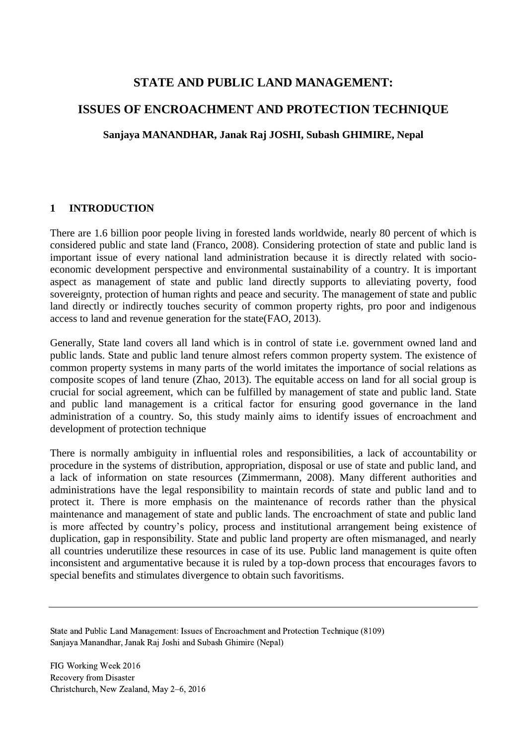# STATE AND PUBLIC LAND MANAGEMENT:

# ISSUES OF ENCROACHMENT AND PROTECTION TECHNIQUE

**Sanjaya MANANDHAR, Janak Raj JOSHI, Subash GHIMIRE, Nepal**

## 1 INTRODUCTION

There are 1.6 billion poor people living in forested lands worldwide, nearly 80 percent of which is considered public and state land (Franco, 2008). Considering protection of state and public land is important issue of every national land administration because it is directly related with socio-economic development perspective and environmental sustainability of a country. It is important aspect as management of state and public land directly supports to alleviating poverty, food sovereignty, protection of human rights and peace and security. The management of state and public land directly or indirectly touches security of common property rights, pro poor and indigenous access to land and revenue generation for the state(FAO, 2013).

Generally, State land covers all land which is in control of state i.e. government owned land and public lands. State and public land tenure almost refers common property system. The existence of common property systems in many parts of the world imitates the importance of social relations as composite scopes of land tenure (Zhao, 2013). The equitable access on land for all social group is crucial for social agreement, which can be fulfilled by management of state and public land. State and public land management is a critical factor for ensuring good governance in the land administration of a country. So, this study mainly aims to identify issues of encroachment and development of protection technique

There is normally ambiguity in influential roles and responsibilities, a lack of accountability or procedure in the systems of distribution, appropriation, disposal or use of state and public land, and a lack of information on state resources (Zimmermann, 2008). Many different authorities and administrations have the legal responsibility to maintain records of state and public land and to protect it. There is more emphasis on the maintenance of records rather than the physical maintenance and management of state and public lands. The encroachment of state and public land is more affected by country's policy, process and institutional arrangement being existence of duplication, gap in responsibility. State and public land property are often mismanaged, and nearly all countries underutilize these resources in case of its use. Public land management is quite often inconsistent and argumentative because it is ruled by a top-down process that encourages favors to special benefits and stimulates divergence to obtain such favoritisms.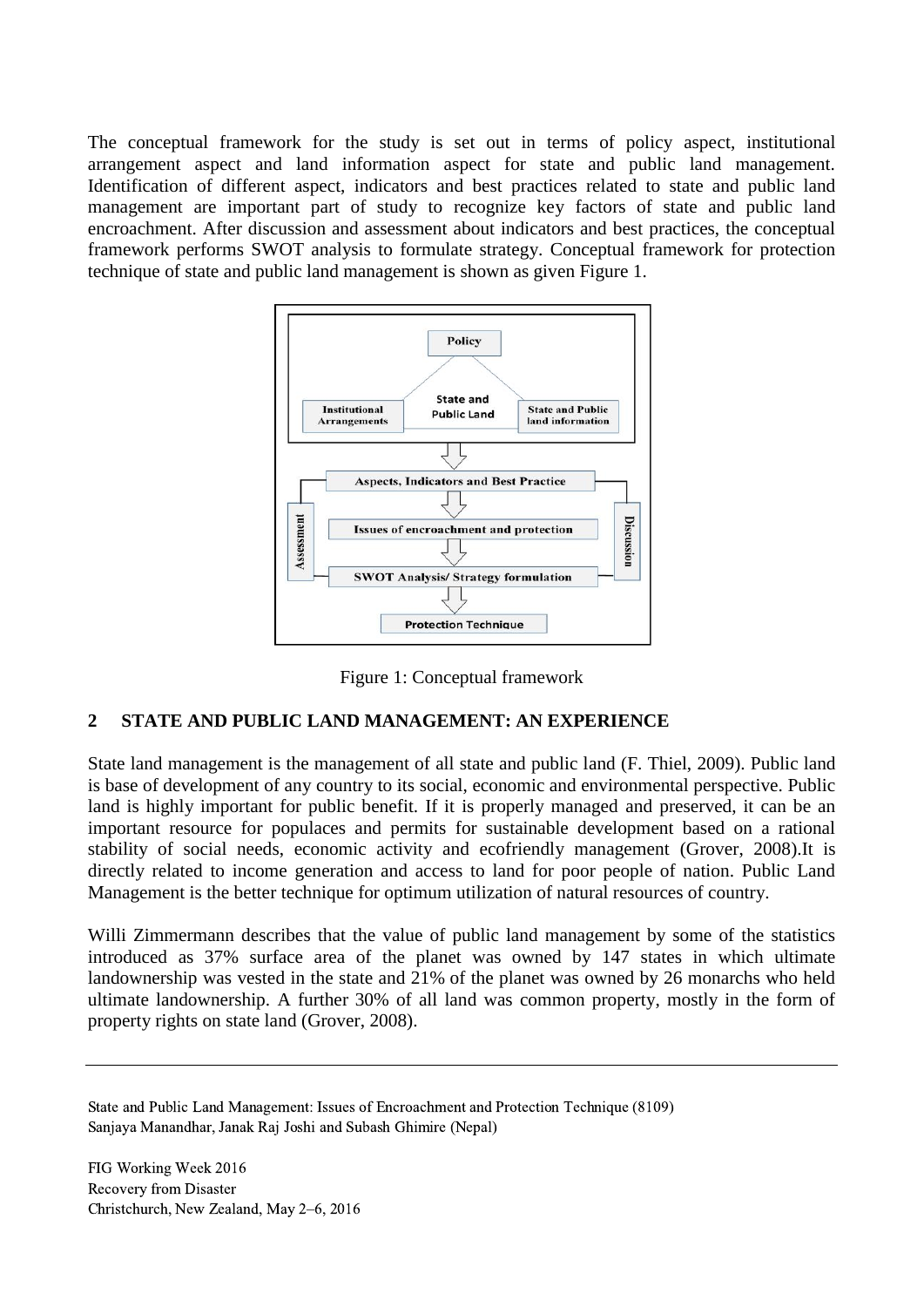The conceptual framework for the study is set out in terms of policy aspect, institutional arrangement aspect and land information aspect for state and public land management. Identification of different aspect, indicators and best practices related to state and public land management are important part of study to recognize key factors of state and public land encroachment. After discussion and assessment about indicators and best practices, the conceptual framework performs SWOT analysis to formulate strategy. Conceptual framework for protection technique of state and public land management is shown as given Figure 1.

Figure 1: Conceptual framework

## 2 STATE AND PUBLIC LAND MANAGEMENT: AN EXPERIENCE

State land management is the management of all state and public land (F. Thiel, 2009). Public land is base of development of any country to its social, economic and environmental perspective. Public land is highly important for public benefit. If it is properly managed and preserved, it can be an important resource for populaces and permits for sustainable development based on a rational stability of social needs, economic activity and ecofriendly management (Grover, 2008).It is directly related to income generation and access to land for poor people of nation. Public Land Management is the better technique for optimum utilization of natural resources of country.

Willi Zimmermann describes that the value of public land management by some of the statistics introduced as 37% surface area of the planet was owned by 147 states in which ultimate landownership was vested in the state and 21% of the planet was owned by 26 monarchs who held ultimate landownership. A further 30% of all land was common property, mostly in the form of property rights on state land (Grover, 2008).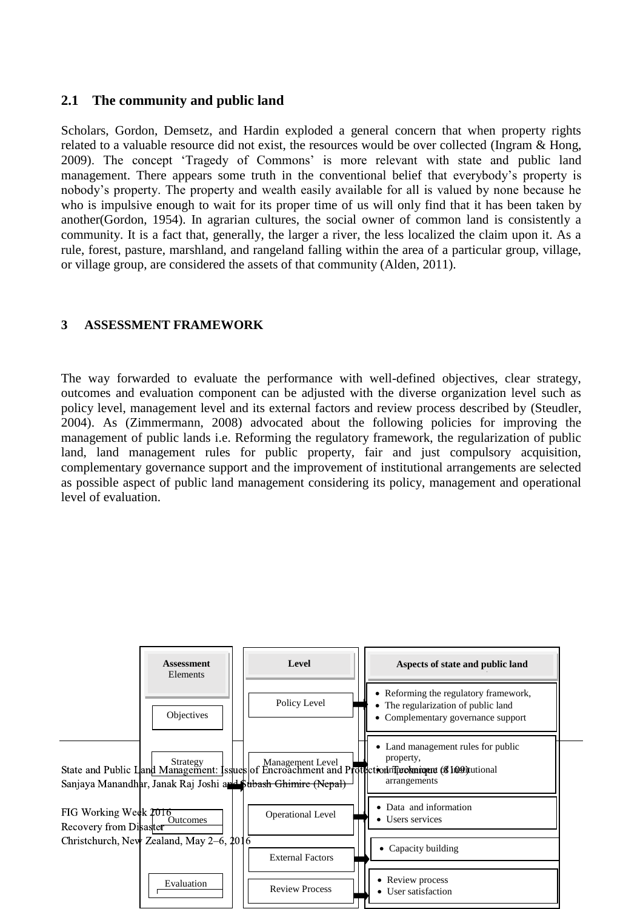## 2.1 The community and public land

Scholars, Gordon, Demsetz, and Hardin exploded a general concern that when property rights related to a valuable resource did not exist, the resources would be over collected (Ingram & Hong, 2009). The concept 'Tragedy of Commons' is more relevant with state and public land management. There appears some truth in the conventional belief that everybody's property is nobody's property. The property and wealth easily available for all is valued by none because he who is impulsive enough to wait for its proper time of us will only find that it has been taken by another(Gordon, 1954). In agrarian cultures, the social owner of common land is consistently a community. It is a fact that, generally, the larger a river, the less localized the claim upon it. As a rule, forest, pasture, marshland, and rangeland falling within the area of a particular group, village, or village group, are considered the assets of that community (Alden, 2011).

# 3 ASSESSMENT FRAMEWORK

The way forwarded to evaluate the performance with well-defined objectives, clear strategy, outcomes and evaluation component can be adjusted with the diverse organization level such as policy level, management level and its external factors and review process described by (Steudler, 2004). As (Zimmermann, 2008) advocated about the following policies for improving the management of public lands i.e. Reforming the regulatory framework, the regularization of public land, land management rules for public property, fair and just compulsory acquisition, complementary governance support and the improvement of institutional arrangements are selected as possible aspect of public land management considering its policy, management and operational level of evaluation.

| **Assessment** Elements | **Level** | **Aspects of state and public land** |
|---|---|---|
| Objectives | Policy Level | • Reforming the regulatory framework,<br>• The regularization of public land<br>• Complementary governance support |
| Strategy | Management Level | • Land management rules for public property,<br>• Improvement of institutional arrangements |
| Outcomes | Operational Level | • Data and information<br>• Users services |
| | External Factors | • Capacity building |
| Evaluation | Review Process | • Review process<br>• User satisfaction |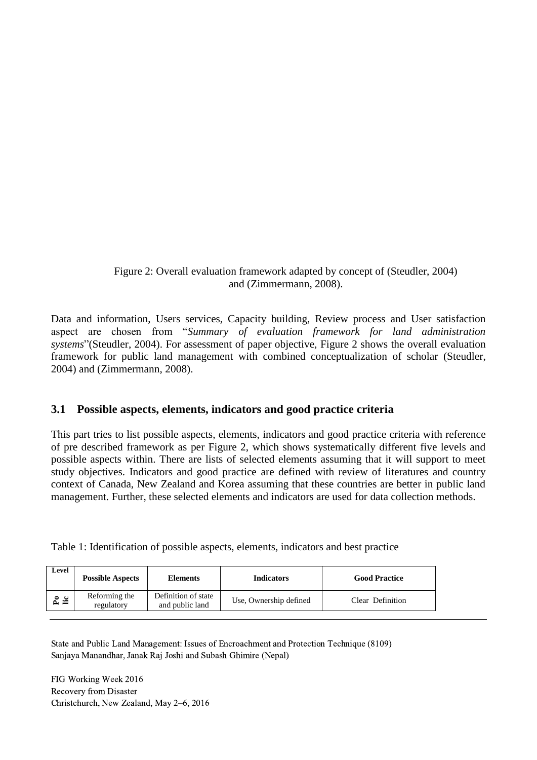Figure 2: Overall evaluation framework adapted by concept of (Steudler, 2004) and (Zimmermann, 2008).

Data and information, Users services, Capacity building, Review process and User satisfaction aspect are chosen from "*Summary of evaluation framework for land administration systems*"(Steudler, 2004). For assessment of paper objective, Figure 2 shows the overall evaluation framework for public land management with combined conceptualization of scholar (Steudler, 2004) and (Zimmermann, 2008).

### 3.1 Possible aspects, elements, indicators and good practice criteria

This part tries to list possible aspects, elements, indicators and good practice criteria with reference of pre described framework as per Figure 2, which shows systematically different five levels and possible aspects within. There are lists of selected elements assuming that it will support to meet study objectives. Indicators and good practice are defined with review of literatures and country context of Canada, New Zealand and Korea assuming that these countries are better in public land management. Further, these selected elements and indicators are used for data collection methods.

Table 1: Identification of possible aspects, elements, indicators and best practice

| Level | Possible Aspects | Elements | Indicators | Good Practice |
|---|---|---|---|---|
| Polic | Reforming the regulatory | Definition of state and public land | Use, Ownership defined | Clear Definition |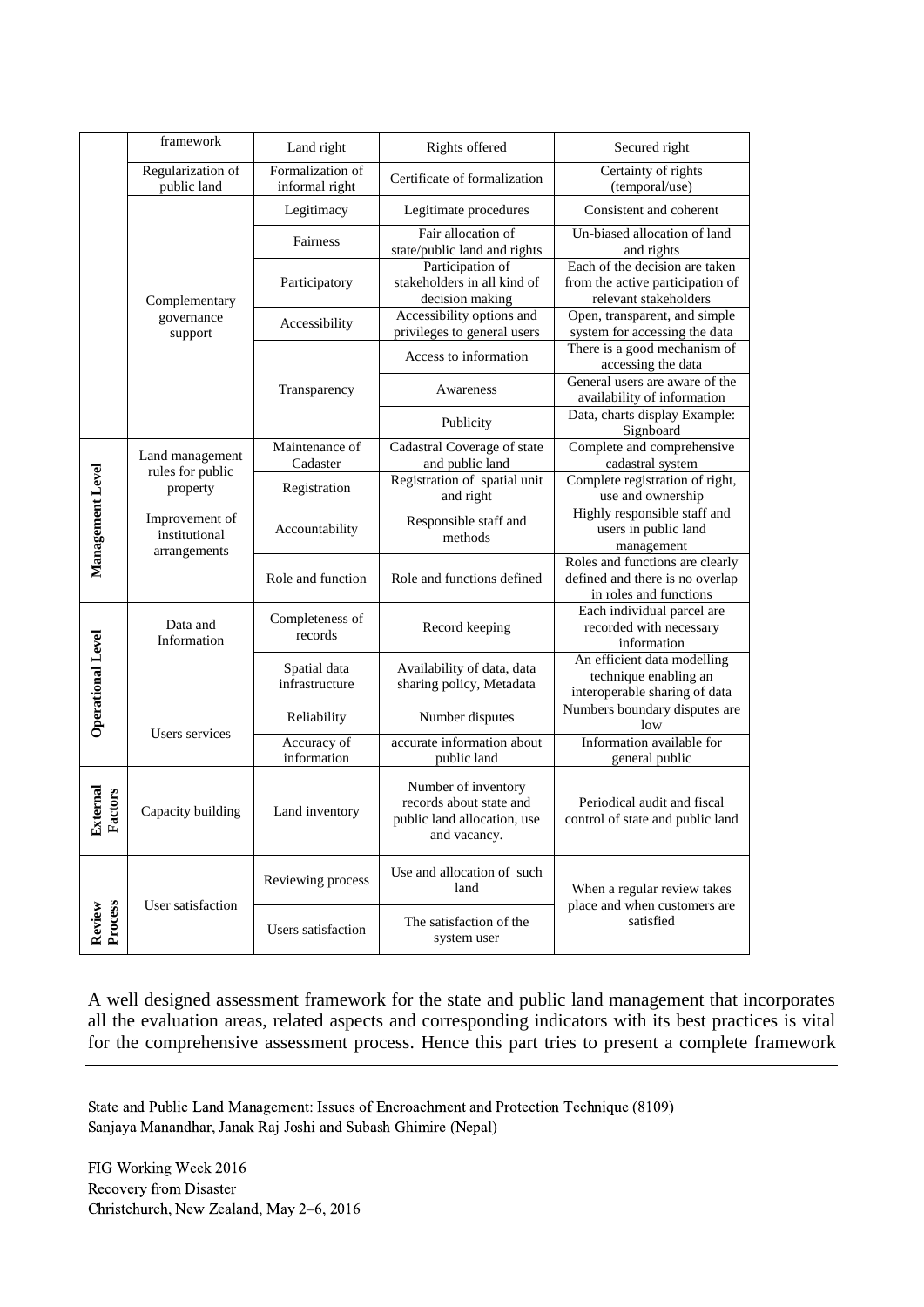| | framework | Land right | Rights offered | Secured right |
|---|---|---|---|---|
| | Regularization of public land | Formalization of informal right | Certificate of formalization | Certainty of rights (temporal/use) |
| | Complementary governance support | Legitimacy | Legitimate procedures | Consistent and coherent |
| | | Fairness | Fair allocation of state/public land and rights | Un-biased allocation of land and rights |
| | | Participatory | Participation of stakeholders in all kind of decision making | Each of the decision are taken from the active participation of relevant stakeholders |
| | | Accessibility | Accessibility options and privileges to general users | Open, transparent, and simple system for accessing the data |
| | | Transparency | Access to information | There is a good mechanism of accessing the data |
| | | | Awareness | General users are aware of the availability of information |
| | | | Publicity | Data, charts display Example: Signboard |
| **Management Level** | Land management rules for public property | Maintenance of Cadaster | Cadastral Coverage of state and public land | Complete and comprehensive cadastral system |
| | | Registration | Registration of spatial unit and right | Complete registration of right, use and ownership |
| | Improvement of institutional arrangements | Accountability | Responsible staff and methods | Highly responsible staff and users in public land management |
| | | Role and function | Role and functions defined | Roles and functions are clearly defined and there is no overlap in roles and functions |
| **Operational Level** | Data and Information | Completeness of records | Record keeping | Each individual parcel are recorded with necessary information |
| | | Spatial data infrastructure | Availability of data, data sharing policy, Metadata | An efficient data modelling technique enabling an interoperable sharing of data |
| | Users services | Reliability | Number disputes | Numbers boundary disputes are low |
| | | Accuracy of information | accurate information about public land | Information available for general public |
| **External Factors** | Capacity building | Land inventory | Number of inventory records about state and public land allocation, use and vacancy. | Periodical audit and fiscal control of state and public land |
| **Review Process** | User satisfaction | Reviewing process | Use and allocation of such land | When a regular review takes place and when customers are satisfied |
| | | Users satisfaction | The satisfaction of the system user | |

A well designed assessment framework for the state and public land management that incorporates all the evaluation areas, related aspects and corresponding indicators with its best practices is vital for the comprehensive assessment process. Hence this part tries to present a complete framework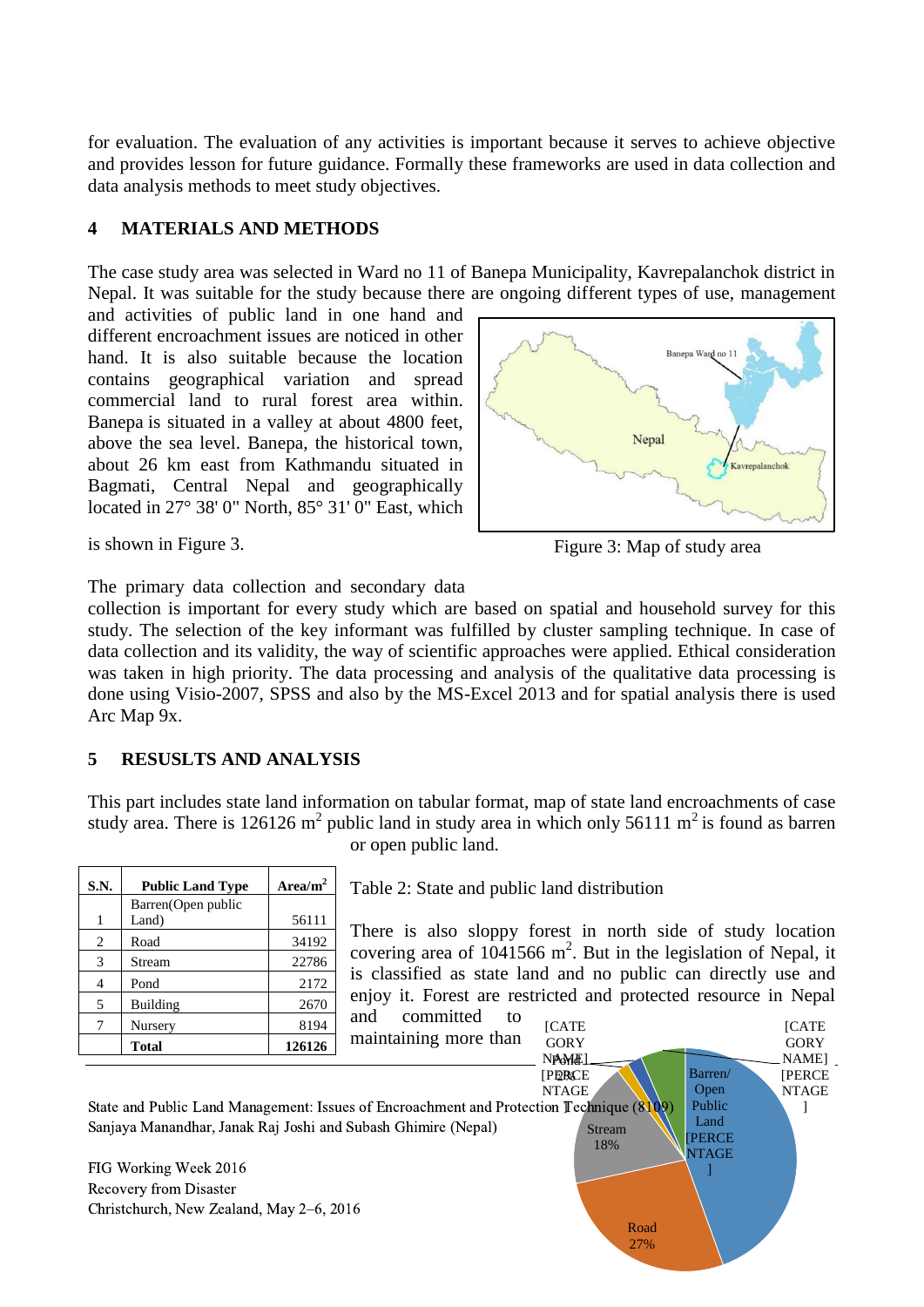for evaluation. The evaluation of any activities is important because it serves to achieve objective and provides lesson for future guidance. Formally these frameworks are used in data collection and data analysis methods to meet study objectives.

## 4 MATERIALS AND METHODS

The case study area was selected in Ward no 11 of Banepa Municipality, Kavrepalanchok district in Nepal. It was suitable for the study because there are ongoing different types of use, management and activities of public land in one hand and different encroachment issues are noticed in other hand. It is also suitable because the location contains geographical variation and spread commercial land to rural forest area within. Banepa is situated in a valley at about 4800 feet, above the sea level. Banepa, the historical town, about 26 km east from Kathmandu situated in Bagmati, Central Nepal and geographically located in 27° 38' 0" North, 85° 31' 0" East, which is shown in Figure 3.

Figure 3: Map of study area

The primary data collection and secondary data collection is important for every study which are based on spatial and household survey for this study. The selection of the key informant was fulfilled by cluster sampling technique. In case of data collection and its validity, the way of scientific approaches were applied. Ethical consideration was taken in high priority. The data processing and analysis of the qualitative data processing is done using Visio-2007, SPSS and also by the MS-Excel 2013 and for spatial analysis there is used Arc Map 9x.

## 5 RESUSLTS AND ANALYSIS

This part includes state land information on tabular format, map of state land encroachments of case study area. There is 126126 $m^2$ public land in study area in which only 56111 $m^2$ is found as barren or open public land.

| S.N. | Public Land Type | Area/$m^2$ |
|---|---|---|
| 1 | Barren(Open public Land) | 56111 |
| 2 | Road | 34192 |
| 3 | Stream | 22786 |
| 4 | Pond | 2172 |
| 5 | Building | 2670 |
| 7 | Nursery | 8194 |
| | **Total** | **126126** |

Table 2: State and public land distribution

There is also sloppy forest in north side of study location covering area of 1041566 $m^2$. But in the legislation of Nepal, it is classified as state land and no public can directly use and enjoy it. Forest are restricted and protected resource in Nepal and committed to maintaining more than

[CATEGORY NAME] [PERCENTAGE]; Pond 2%; [CATEGORY NAME] [PERCENTAGE]; Barren/ Open Public Land [PERCENTAGE]; Stream 18%; Road 27%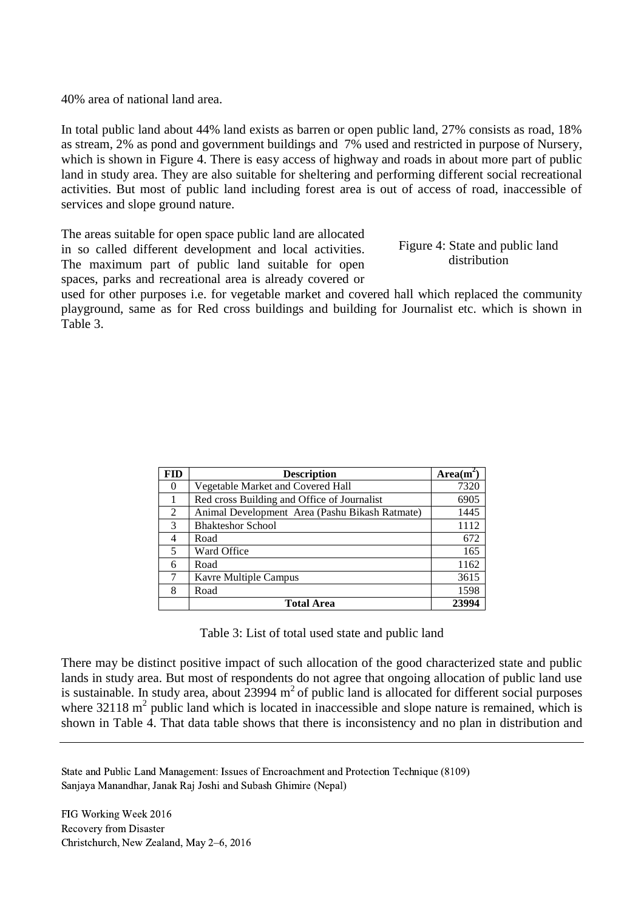40% area of national land area.

In total public land about 44% land exists as barren or open public land, 27% consists as road, 18% as stream, 2% as pond and government buildings and 7% used and restricted in purpose of Nursery, which is shown in Figure 4. There is easy access of highway and roads in about more part of public land in study area. They are also suitable for sheltering and performing different social recreational activities. But most of public land including forest area is out of access of road, inaccessible of services and slope ground nature.

The areas suitable for open space public land are allocated in so called different development and local activities. The maximum part of public land suitable for open spaces, parks and recreational area is already covered or used for other purposes i.e. for vegetable market and covered hall which replaced the community playground, same as for Red cross buildings and building for Journalist etc. which is shown in Table 3.

Figure 4: State and public land distribution

| FID | Description | Area($m^2$) |
|---|---|---|
| 0 | Vegetable Market and Covered Hall | 7320 |
| 1 | Red cross Building and Office of Journalist | 6905 |
| 2 | Animal Development Area (Pashu Bikash Ratmate) | 1445 |
| 3 | Bhakteshor School | 1112 |
| 4 | Road | 672 |
| 5 | Ward Office | 165 |
| 6 | Road | 1162 |
| 7 | Kavre Multiple Campus | 3615 |
| 8 | Road | 1598 |
| | **Total Area** | **23994** |

Table 3: List of total used state and public land

There may be distinct positive impact of such allocation of the good characterized state and public lands in study area. But most of respondents do not agree that ongoing allocation of public land use is sustainable. In study area, about 23994 $m^2$ of public land is allocated for different social purposes where 32118 $m^2$ public land which is located in inaccessible and slope nature is remained, which is shown in Table 4. That data table shows that there is inconsistency and no plan in distribution and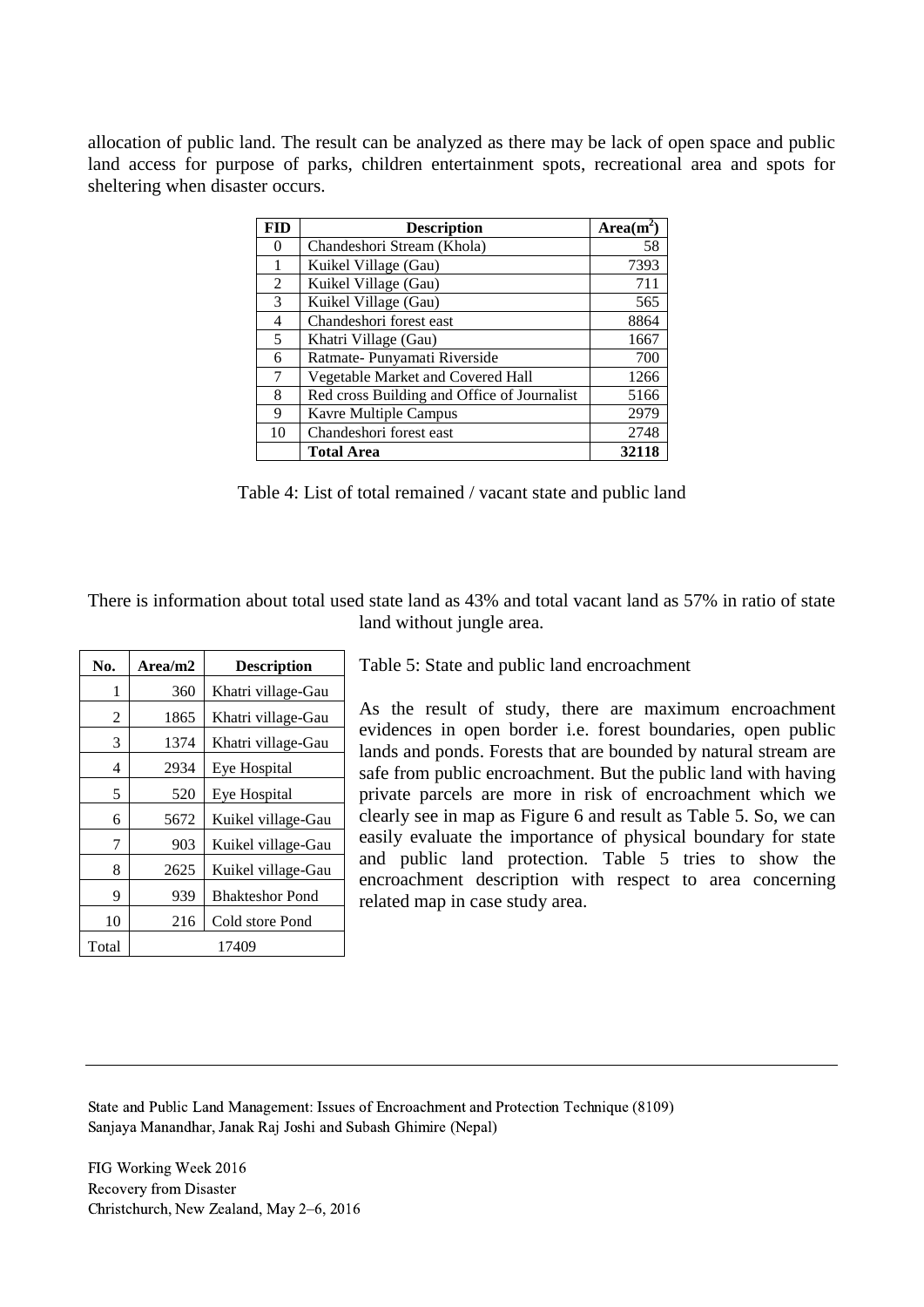allocation of public land. The result can be analyzed as there may be lack of open space and public land access for purpose of parks, children entertainment spots, recreational area and spots for sheltering when disaster occurs.

| FID | Description | Area($m^2$) |
|---|---|---|
| 0 | Chandeshori Stream (Khola) | 58 |
| 1 | Kuikel Village (Gau) | 7393 |
| 2 | Kuikel Village (Gau) | 711 |
| 3 | Kuikel Village (Gau) | 565 |
| 4 | Chandeshori forest east | 8864 |
| 5 | Khatri Village (Gau) | 1667 |
| 6 | Ratmate- Punyamati Riverside | 700 |
| 7 | Vegetable Market and Covered Hall | 1266 |
| 8 | Red cross Building and Office of Journalist | 5166 |
| 9 | Kavre Multiple Campus | 2979 |
| 10 | Chandeshori forest east | 2748 |
| | **Total Area** | **32118** |

Table 4: List of total remained / vacant state and public land

There is information about total used state land as 43% and total vacant land as 57% in ratio of state land without jungle area.

| No. | Area/m2 | Description |
|---|---|---|
| 1 | 360 | Khatri village-Gau |
| 2 | 1865 | Khatri village-Gau |
| 3 | 1374 | Khatri village-Gau |
| 4 | 2934 | Eye Hospital |
| 5 | 520 | Eye Hospital |
| 6 | 5672 | Kuikel village-Gau |
| 7 | 903 | Kuikel village-Gau |
| 8 | 2625 | Kuikel village-Gau |
| 9 | 939 | Bhakteshor Pond |
| 10 | 216 | Cold store Pond |
| Total | 17409 | |

Table 5: State and public land encroachment

As the result of study, there are maximum encroachment evidences in open border i.e. forest boundaries, open public lands and ponds. Forests that are bounded by natural stream are safe from public encroachment. But the public land with having private parcels are more in risk of encroachment which we clearly see in map as Figure 6 and result as Table 5. So, we can easily evaluate the importance of physical boundary for state and public land protection. Table 5 tries to show the encroachment description with respect to area concerning related map in case study area.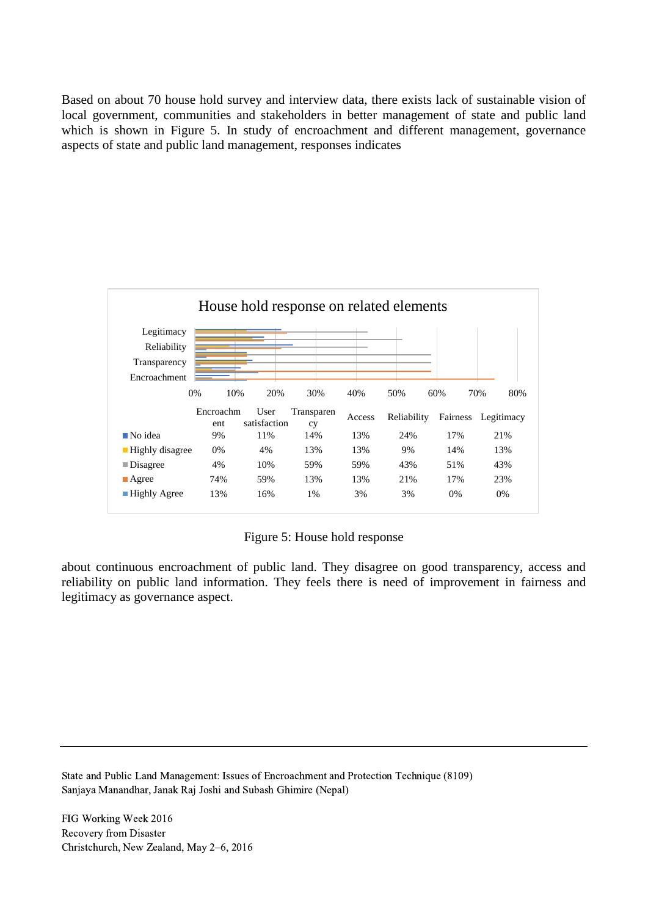Based on about 70 house hold survey and interview data, there exists lack of sustainable vision of local government, communities and stakeholders in better management of state and public land which is shown in Figure 5. In study of encroachment and different management, governance aspects of state and public land management, responses indicates

House hold response on related elements

| | Encroachment | User satisfaction | Transparency | Access | Reliability | Fairness | Legitimacy |
|---|---|---|---|---|---|---|---|
| No idea | 9% | 11% | 14% | 13% | 24% | 17% | 21% |
| Highly disagree | 0% | 4% | 13% | 13% | 9% | 14% | 13% |
| Disagree | 4% | 10% | 59% | 59% | 43% | 51% | 43% |
| Agree | 74% | 59% | 13% | 13% | 21% | 17% | 23% |
| Highly Agree | 13% | 16% | 1% | 3% | 3% | 0% | 0% |

Figure 5: House hold response

about continuous encroachment of public land. They disagree on good transparency, access and reliability on public land information. They feels there is need of improvement in fairness and legitimacy as governance aspect.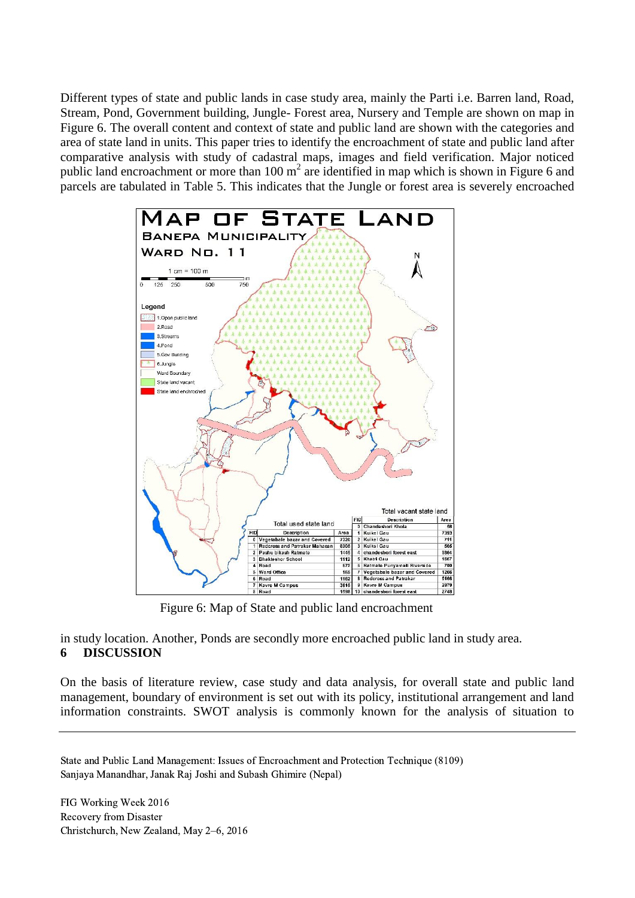Different types of state and public lands in case study area, mainly the Parti i.e. Barren land, Road, Stream, Pond, Government building, Jungle- Forest area, Nursery and Temple are shown on map in Figure 6. The overall content and context of state and public land are shown with the categories and area of state land in units. This paper tries to identify the encroachment of state and public land after comparative analysis with study of cadastral maps, images and field verification. Major noticed public land encroachment or more than 100 $m^2$ are identified in map which is shown in Figure 6 and parcels are tabulated in Table 5. This indicates that the Jungle or forest area is severely encroached

Figure 6: Map of State and public land encroachment

in study location. Another, Ponds are secondly more encroached public land in study area.

# 6 DISCUSSION

On the basis of literature review, case study and data analysis, for overall state and public land management, boundary of environment is set out with its policy, institutional arrangement and land information constraints. SWOT analysis is commonly known for the analysis of situation to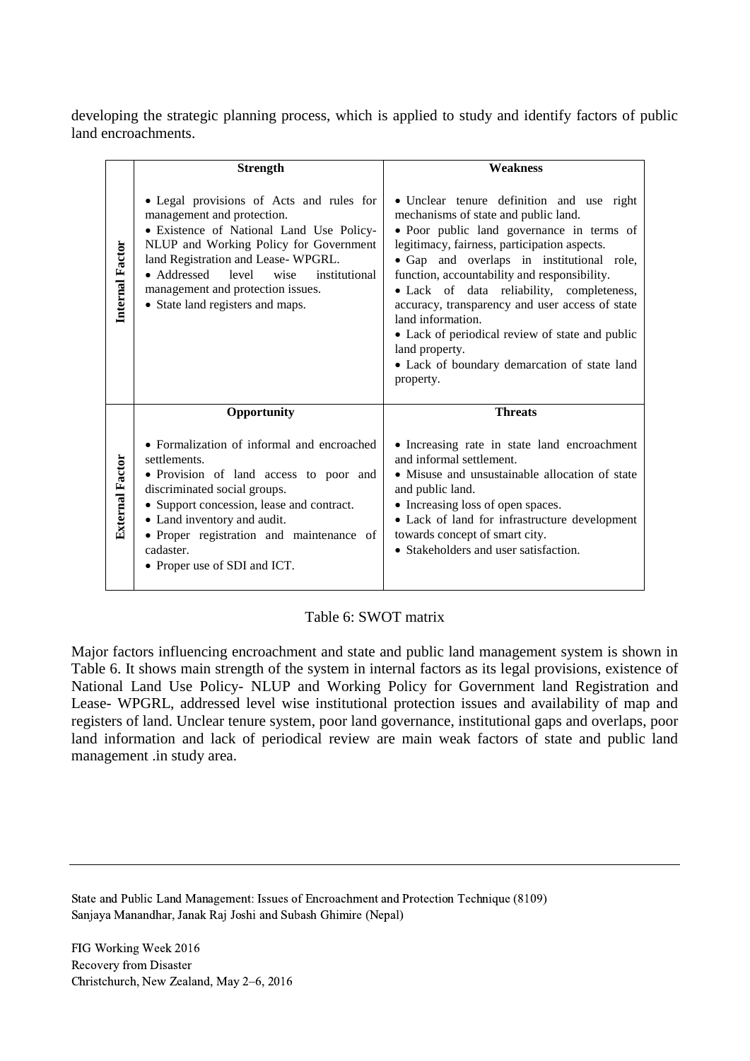developing the strategic planning process, which is applied to study and identify factors of public land encroachments.

| | Strength | Weakness |
|---|---|---|
| **Internal Factor** | • Legal provisions of Acts and rules for management and protection.<br>• Existence of National Land Use Policy- NLUP and Working Policy for Government land Registration and Lease- WPGRL.<br>• Addressed level wise institutional management and protection issues.<br>• State land registers and maps. | • Unclear tenure definition and use right mechanisms of state and public land.<br>• Poor public land governance in terms of legitimacy, fairness, participation aspects.<br>• Gap and overlaps in institutional role, function, accountability and responsibility.<br>• Lack of data reliability, completeness, accuracy, transparency and user access of state land information.<br>• Lack of periodical review of state and public land property.<br>• Lack of boundary demarcation of state land property. |
| | **Opportunity** | **Threats** |
| **External Factor** | • Formalization of informal and encroached settlements.<br>• Provision of land access to poor and discriminated social groups.<br>• Support concession, lease and contract.<br>• Land inventory and audit.<br>• Proper registration and maintenance of cadaster.<br>• Proper use of SDI and ICT. | • Increasing rate in state land encroachment and informal settlement.<br>• Misuse and unsustainable allocation of state and public land.<br>• Increasing loss of open spaces.<br>• Lack of land for infrastructure development towards concept of smart city.<br>• Stakeholders and user satisfaction. |

Table 6: SWOT matrix

Major factors influencing encroachment and state and public land management system is shown in Table 6. It shows main strength of the system in internal factors as its legal provisions, existence of National Land Use Policy- NLUP and Working Policy for Government land Registration and Lease- WPGRL, addressed level wise institutional protection issues and availability of map and registers of land. Unclear tenure system, poor land governance, institutional gaps and overlaps, poor land information and lack of periodical review are main weak factors of state and public land management .in study area.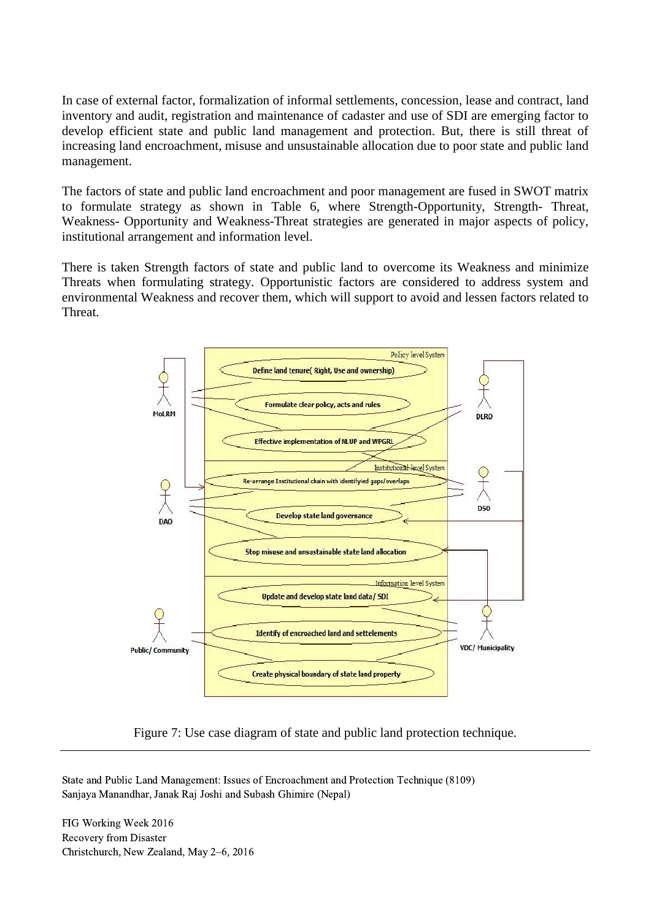In case of external factor, formalization of informal settlements, concession, lease and contract, land inventory and audit, registration and maintenance of cadaster and use of SDI are emerging factor to develop efficient state and public land management and protection. But, there is still threat of increasing land encroachment, misuse and unsustainable allocation due to poor state and public land management.

The factors of state and public land encroachment and poor management are fused in SWOT matrix to formulate strategy as shown in Table 6, where Strength-Opportunity, Strength- Threat, Weakness- Opportunity and Weakness-Threat strategies are generated in major aspects of policy, institutional arrangement and information level.

There is taken Strength factors of state and public land to overcome its Weakness and minimize Threats when formulating strategy. Opportunistic factors are considered to address system and environmental Weakness and recover them, which will support to avoid and lessen factors related to Threat.

Figure 7: Use case diagram of state and public land protection technique.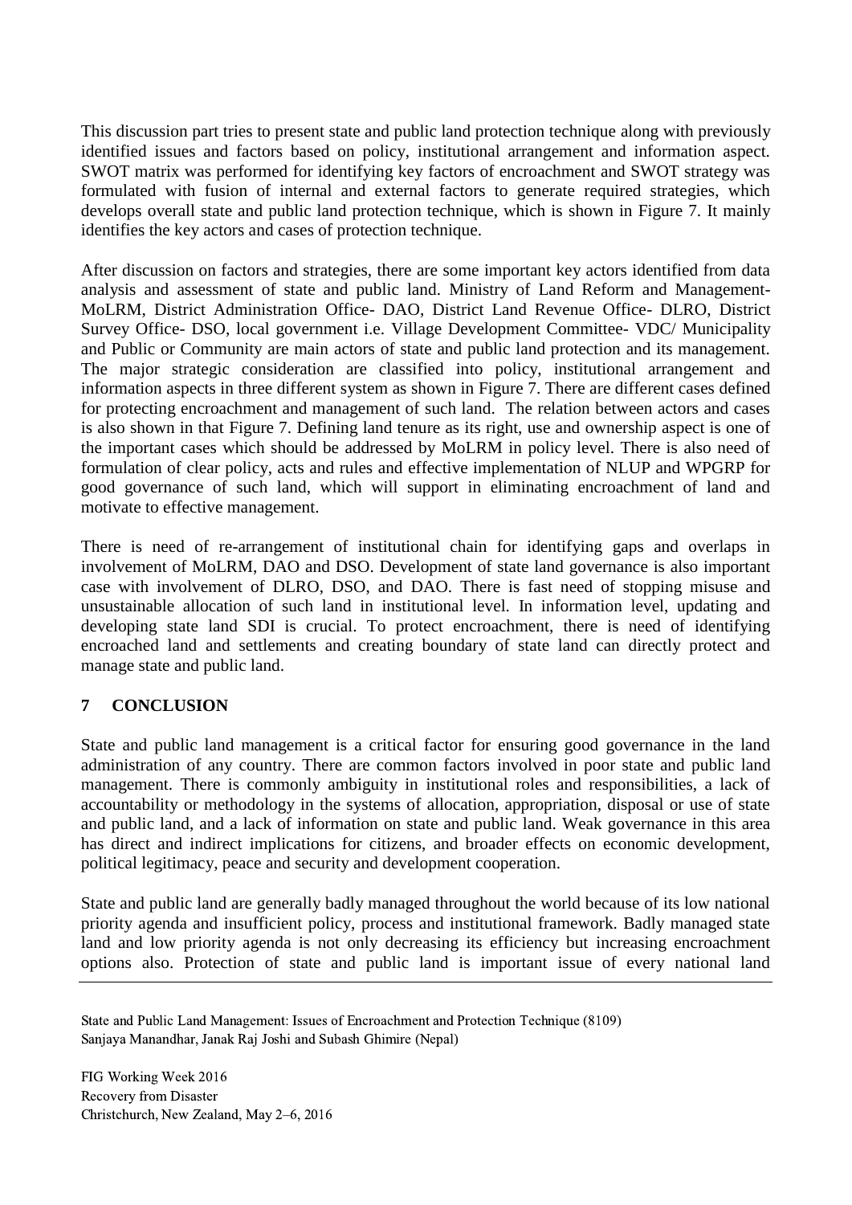This discussion part tries to present state and public land protection technique along with previously identified issues and factors based on policy, institutional arrangement and information aspect. SWOT matrix was performed for identifying key factors of encroachment and SWOT strategy was formulated with fusion of internal and external factors to generate required strategies, which develops overall state and public land protection technique, which is shown in Figure 7. It mainly identifies the key actors and cases of protection technique.

After discussion on factors and strategies, there are some important key actors identified from data analysis and assessment of state and public land. Ministry of Land Reform and Management- MoLRM, District Administration Office- DAO, District Land Revenue Office- DLRO, District Survey Office- DSO, local government i.e. Village Development Committee- VDC/ Municipality and Public or Community are main actors of state and public land protection and its management. The major strategic consideration are classified into policy, institutional arrangement and information aspects in three different system as shown in Figure 7. There are different cases defined for protecting encroachment and management of such land. The relation between actors and cases is also shown in that Figure 7. Defining land tenure as its right, use and ownership aspect is one of the important cases which should be addressed by MoLRM in policy level. There is also need of formulation of clear policy, acts and rules and effective implementation of NLUP and WPGRP for good governance of such land, which will support in eliminating encroachment of land and motivate to effective management.

There is need of re-arrangement of institutional chain for identifying gaps and overlaps in involvement of MoLRM, DAO and DSO. Development of state land governance is also important case with involvement of DLRO, DSO, and DAO. There is fast need of stopping misuse and unsustainable allocation of such land in institutional level. In information level, updating and developing state land SDI is crucial. To protect encroachment, there is need of identifying encroached land and settlements and creating boundary of state land can directly protect and manage state and public land.

## 7 CONCLUSION

State and public land management is a critical factor for ensuring good governance in the land administration of any country. There are common factors involved in poor state and public land management. There is commonly ambiguity in institutional roles and responsibilities, a lack of accountability or methodology in the systems of allocation, appropriation, disposal or use of state and public land, and a lack of information on state and public land. Weak governance in this area has direct and indirect implications for citizens, and broader effects on economic development, political legitimacy, peace and security and development cooperation.

State and public land are generally badly managed throughout the world because of its low national priority agenda and insufficient policy, process and institutional framework. Badly managed state land and low priority agenda is not only decreasing its efficiency but increasing encroachment options also. Protection of state and public land is important issue of every national land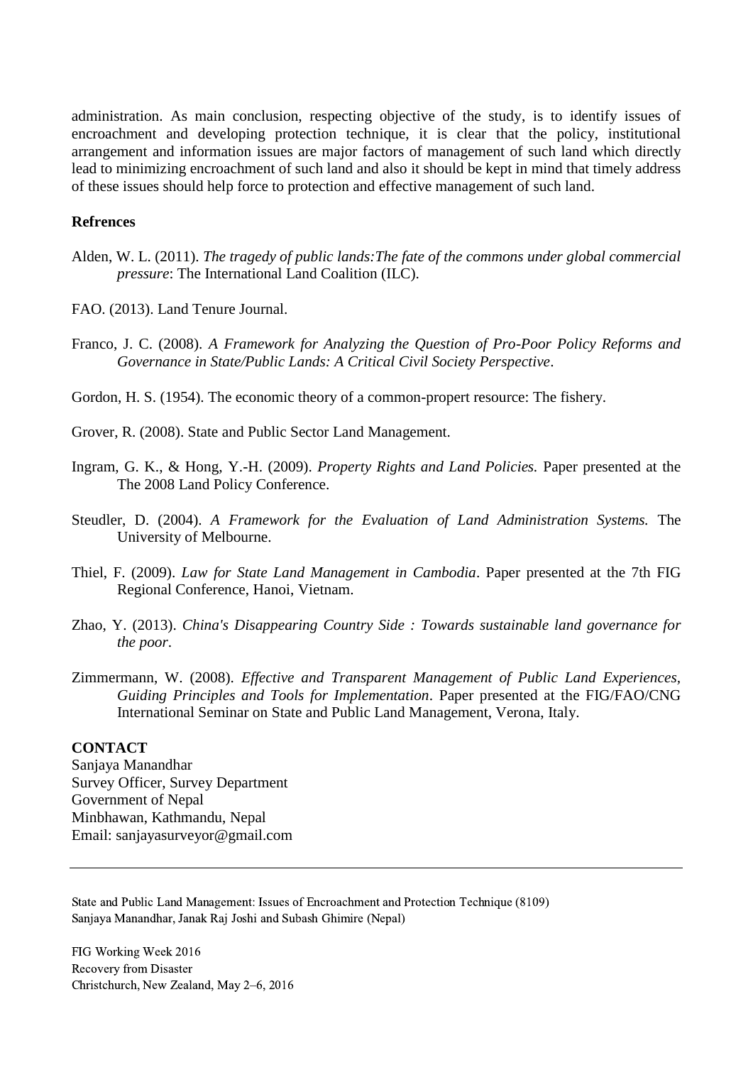administration. As main conclusion, respecting objective of the study, is to identify issues of encroachment and developing protection technique, it is clear that the policy, institutional arrangement and information issues are major factors of management of such land which directly lead to minimizing encroachment of such land and also it should be kept in mind that timely address of these issues should help force to protection and effective management of such land.

**Refrences**

Alden, W. L. (2011). *The tragedy of public lands:The fate of the commons under global commercial pressure*: The International Land Coalition (ILC).

FAO. (2013). Land Tenure Journal.

Franco, J. C. (2008). *A Framework for Analyzing the Question of Pro-Poor Policy Reforms and Governance in State/Public Lands: A Critical Civil Society Perspective*.

Gordon, H. S. (1954). The economic theory of a common-propert resource: The fishery.

Grover, R. (2008). State and Public Sector Land Management.

Ingram, G. K., & Hong, Y.-H. (2009). *Property Rights and Land Policies.* Paper presented at the The 2008 Land Policy Conference.

Steudler, D. (2004). *A Framework for the Evaluation of Land Administration Systems.* The University of Melbourne.

Thiel, F. (2009). *Law for State Land Management in Cambodia*. Paper presented at the 7th FIG Regional Conference, Hanoi, Vietnam.

Zhao, Y. (2013). *China's Disappearing Country Side : Towards sustainable land governance for the poor*.

Zimmermann, W. (2008). *Effective and Transparent Management of Public Land Experiences, Guiding Principles and Tools for Implementation*. Paper presented at the FIG/FAO/CNG International Seminar on State and Public Land Management, Verona, Italy.

**CONTACT**

Sanjaya Manandhar
Survey Officer, Survey Department
Government of Nepal
Minbhawan, Kathmandu, Nepal
Email: sanjayasurveyor@gmail.com